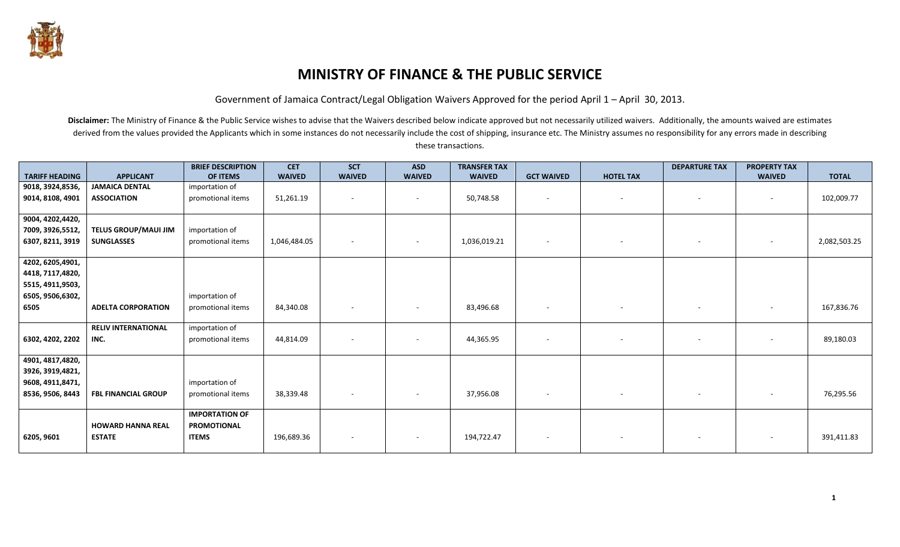# MINISTRY OF FINANCE & THE PUBLIC SERVICE

Government of Jamaica Contract/Legal Obligation Waivers Approved for the period April 1 – April 30, 2013.

**Disclaimer:** The Ministry of Finance & the Public Service wishes to advise that the Waivers described below indicate approved but not necessarily utilized waivers. Additionally, the amounts waived are estimates derived from the values provided the Applicants which in some instances do not necessarily include the cost of shipping, insurance etc. The Ministry assumes no responsibility for any errors made in describing these transactions.

| TARIFF HEADING | APPLICANT | BRIEF DESCRIPTION OF ITEMS | CET WAIVED | SCT WAIVED | ASD WAIVED | TRANSFER TAX WAIVED | GCT WAIVED | HOTEL TAX | DEPARTURE TAX | PROPERTY TAX WAIVED | TOTAL |
|---|---|---|---|---|---|---|---|---|---|---|---|
| 9018, 3924,8536, 9014, 8108, 4901 | JAMAICA DENTAL ASSOCIATION | importation of promotional items | 51,261.19 | - | - | 50,748.58 | - | - | - | - | 102,009.77 |
| 9004, 4202,4420, 7009, 3926,5512, 6307, 8211, 3919 | TELUS GROUP/MAUI JIM SUNGLASSES | importation of promotional items | 1,046,484.05 | - | - | 1,036,019.21 | - | - | - | - | 2,082,503.25 |
| 4202, 6205,4901, 4418, 7117,4820, 5515, 4911,9503, 6505, 9506,6302, 6505 | ADELTA CORPORATION | importation of promotional items | 84,340.08 | - | - | 83,496.68 | - | - | - | - | 167,836.76 |
| 6302, 4202, 2202 | RELIV INTERNATIONAL INC. | importation of promotional items | 44,814.09 | - | - | 44,365.95 | - | - | - | - | 89,180.03 |
| 4901, 4817,4820, 3926, 3919,4821, 9608, 4911,8471, 8536, 9506, 8443 | FBL FINANCIAL GROUP | importation of promotional items | 38,339.48 | - | - | 37,956.08 | - | - | - | - | 76,295.56 |
| 6205, 9601 | HOWARD HANNA REAL ESTATE | IMPORTATION OF PROMOTIONAL ITEMS | 196,689.36 | - | - | 194,722.47 | - | - | - | - | 391,411.83 |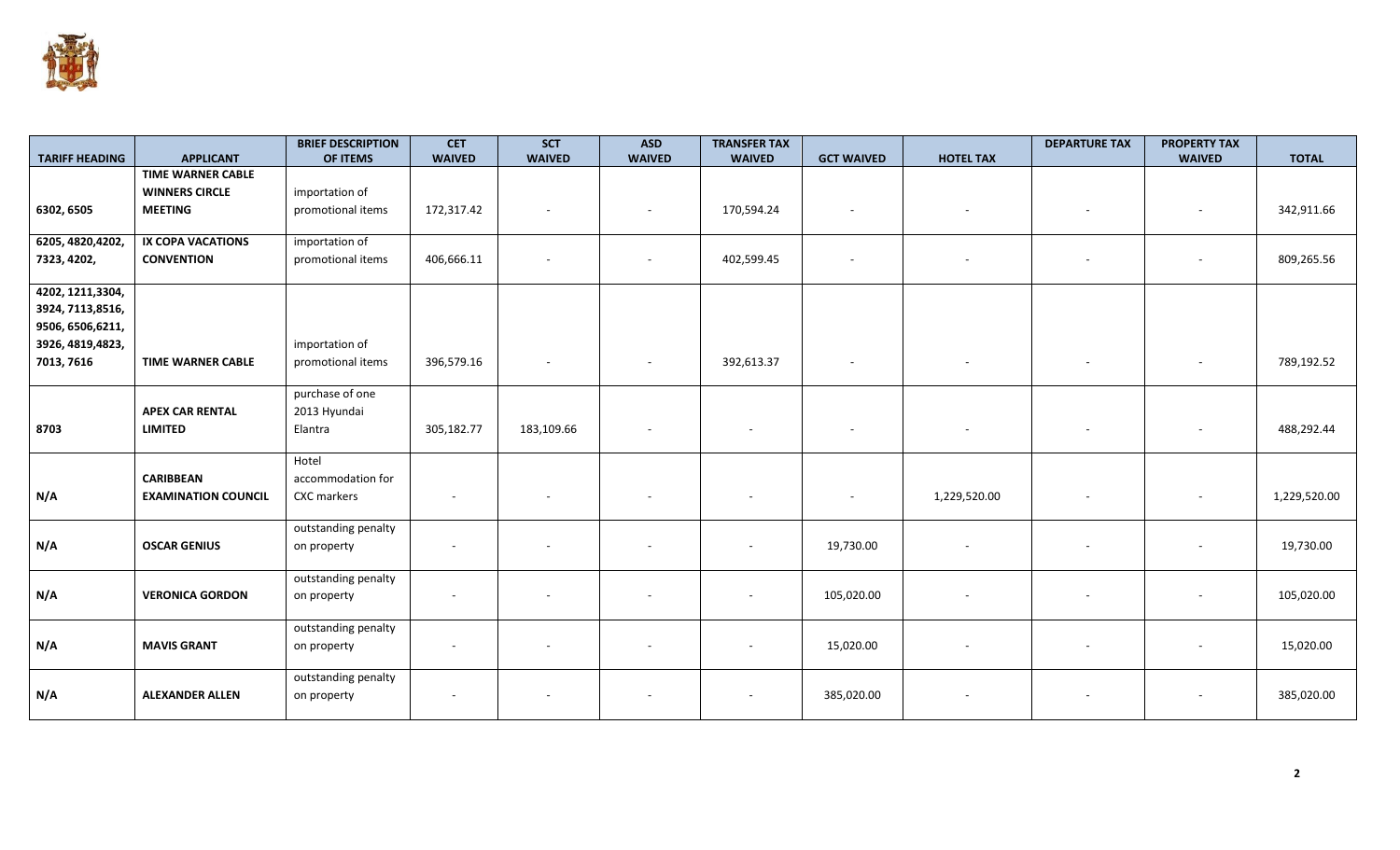| TARIFF HEADING | APPLICANT | BRIEF DESCRIPTION OF ITEMS | CET WAIVED | SCT WAIVED | ASD WAIVED | TRANSFER TAX WAIVED | GCT WAIVED | HOTEL TAX | DEPARTURE TAX | PROPERTY TAX WAIVED | TOTAL |
|---|---|---|---|---|---|---|---|---|---|---|---|
| 6302, 6505 | TIME WARNER CABLE WINNERS CIRCLE MEETING | importation of promotional items | 172,317.42 | - | - | 170,594.24 | - | - | - | - | 342,911.66 |
| 6205, 4820,4202, 7323, 4202, | IX COPA VACATIONS CONVENTION | importation of promotional items | 406,666.11 | - | - | 402,599.45 | - | - | - | - | 809,265.56 |
| 4202, 1211,3304, 3924, 7113,8516, 9506, 6506,6211, 3926, 4819,4823, 7013, 7616 | TIME WARNER CABLE | importation of promotional items | 396,579.16 | - | - | 392,613.37 | - | - | - | - | 789,192.52 |
| 8703 | APEX CAR RENTAL LIMITED | purchase of one 2013 Hyundai Elantra | 305,182.77 | 183,109.66 | - | - | - | - | - | - | 488,292.44 |
| N/A | CARIBBEAN EXAMINATION COUNCIL | Hotel accommodation for CXC markers | - | - | - | - | - | 1,229,520.00 | - | - | 1,229,520.00 |
| N/A | OSCAR GENIUS | outstanding penalty on property | - | - | - | - | 19,730.00 | - | - | - | 19,730.00 |
| N/A | VERONICA GORDON | outstanding penalty on property | - | - | - | - | 105,020.00 | - | - | - | 105,020.00 |
| N/A | MAVIS GRANT | outstanding penalty on property | - | - | - | - | 15,020.00 | - | - | - | 15,020.00 |
| N/A | ALEXANDER ALLEN | outstanding penalty on property | - | - | - | - | 385,020.00 | - | - | - | 385,020.00 |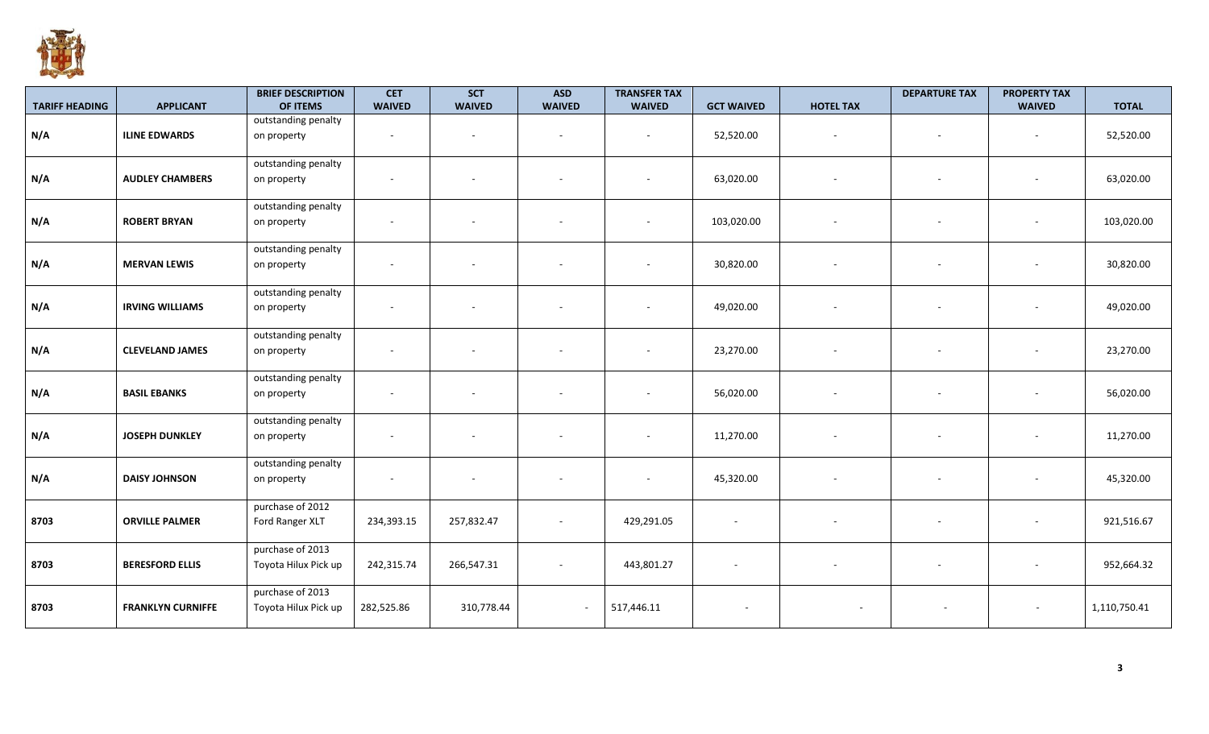| TARIFF HEADING | APPLICANT | BRIEF DESCRIPTION OF ITEMS | CET WAIVED | SCT WAIVED | ASD WAIVED | TRANSFER TAX WAIVED | GCT WAIVED | HOTEL TAX | DEPARTURE TAX | PROPERTY TAX WAIVED | TOTAL |
|---|---|---|---|---|---|---|---|---|---|---|---|
| N/A | ILINE EDWARDS | outstanding penalty on property | - | - | - | - | 52,520.00 | - | - | - | 52,520.00 |
| N/A | AUDLEY CHAMBERS | outstanding penalty on property | - | - | - | - | 63,020.00 | - | - | - | 63,020.00 |
| N/A | ROBERT BRYAN | outstanding penalty on property | - | - | - | - | 103,020.00 | - | - | - | 103,020.00 |
| N/A | MERVAN LEWIS | outstanding penalty on property | - | - | - | - | 30,820.00 | - | - | - | 30,820.00 |
| N/A | IRVING WILLIAMS | outstanding penalty on property | - | - | - | - | 49,020.00 | - | - | - | 49,020.00 |
| N/A | CLEVELAND JAMES | outstanding penalty on property | - | - | - | - | 23,270.00 | - | - | - | 23,270.00 |
| N/A | BASIL EBANKS | outstanding penalty on property | - | - | - | - | 56,020.00 | - | - | - | 56,020.00 |
| N/A | JOSEPH DUNKLEY | outstanding penalty on property | - | - | - | - | 11,270.00 | - | - | - | 11,270.00 |
| N/A | DAISY JOHNSON | outstanding penalty on property | - | - | - | - | 45,320.00 | - | - | - | 45,320.00 |
| 8703 | ORVILLE PALMER | purchase of 2012 Ford Ranger XLT | 234,393.15 | 257,832.47 | - | 429,291.05 | - | - | - | - | 921,516.67 |
| 8703 | BERESFORD ELLIS | purchase of 2013 Toyota Hilux Pick up | 242,315.74 | 266,547.31 | - | 443,801.27 | - | - | - | - | 952,664.32 |
| 8703 | FRANKLYN CURNIFFE | purchase of 2013 Toyota Hilux Pick up | 282,525.86 | 310,778.44 | - | 517,446.11 | - | - | - | - | 1,110,750.41 |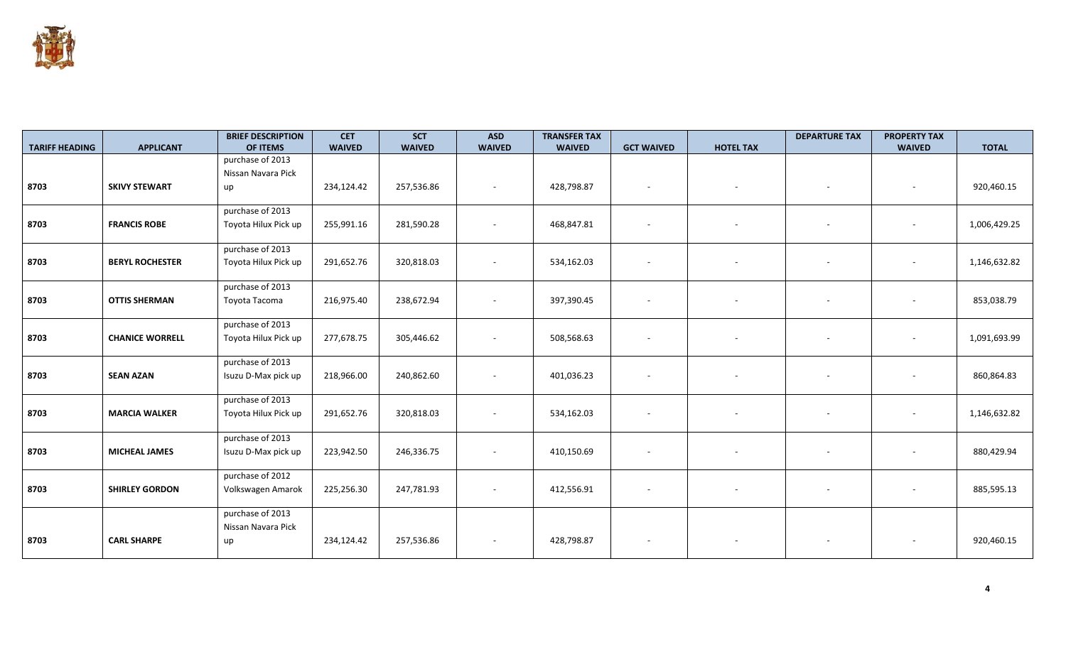| TARIFF HEADING | APPLICANT | BRIEF DESCRIPTION OF ITEMS | CET WAIVED | SCT WAIVED | ASD WAIVED | TRANSFER TAX WAIVED | GCT WAIVED | HOTEL TAX | DEPARTURE TAX | PROPERTY TAX WAIVED | TOTAL |
|---|---|---|---|---|---|---|---|---|---|---|---|
| 8703 | **SKIVY STEWART** | purchase of 2013 Nissan Navara Pick up | 234,124.42 | 257,536.86 | - | 428,798.87 | - | - | - | - | 920,460.15 |
| 8703 | **FRANCIS ROBE** | purchase of 2013 Toyota Hilux Pick up | 255,991.16 | 281,590.28 | - | 468,847.81 | - | - | - | - | 1,006,429.25 |
| 8703 | **BERYL ROCHESTER** | purchase of 2013 Toyota Hilux Pick up | 291,652.76 | 320,818.03 | - | 534,162.03 | - | - | - | - | 1,146,632.82 |
| 8703 | **OTTIS SHERMAN** | purchase of 2013 Toyota Tacoma | 216,975.40 | 238,672.94 | - | 397,390.45 | - | - | - | - | 853,038.79 |
| 8703 | **CHANICE WORRELL** | purchase of 2013 Toyota Hilux Pick up | 277,678.75 | 305,446.62 | - | 508,568.63 | - | - | - | - | 1,091,693.99 |
| 8703 | **SEAN AZAN** | purchase of 2013 Isuzu D-Max pick up | 218,966.00 | 240,862.60 | - | 401,036.23 | - | - | - | - | 860,864.83 |
| 8703 | **MARCIA WALKER** | purchase of 2013 Toyota Hilux Pick up | 291,652.76 | 320,818.03 | - | 534,162.03 | - | - | - | - | 1,146,632.82 |
| 8703 | **MICHEAL JAMES** | purchase of 2013 Isuzu D-Max pick up | 223,942.50 | 246,336.75 | - | 410,150.69 | - | - | - | - | 880,429.94 |
| 8703 | **SHIRLEY GORDON** | purchase of 2012 Volkswagen Amarok | 225,256.30 | 247,781.93 | - | 412,556.91 | - | - | - | - | 885,595.13 |
| 8703 | **CARL SHARPE** | purchase of 2013 Nissan Navara Pick up | 234,124.42 | 257,536.86 | - | 428,798.87 | - | - | - | - | 920,460.15 |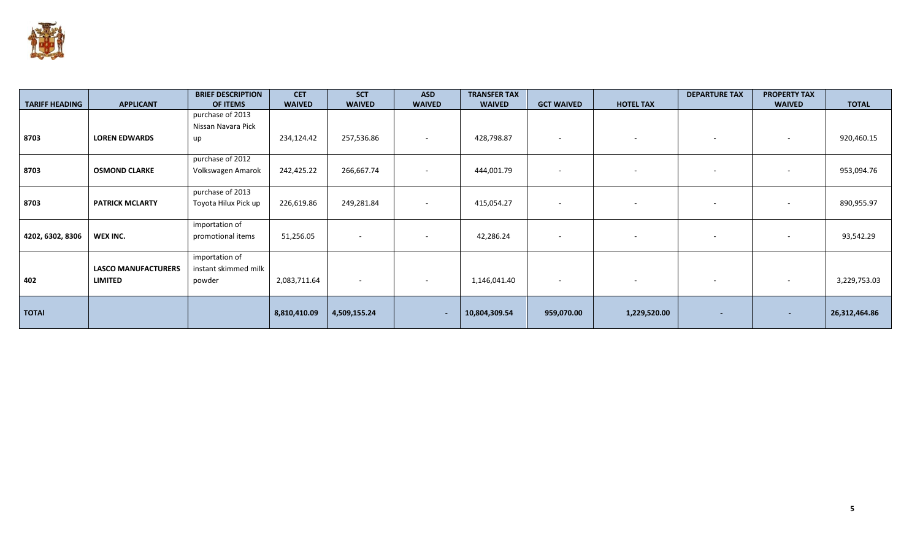| TARIFF HEADING | APPLICANT | BRIEF DESCRIPTION OF ITEMS | CET WAIVED | SCT WAIVED | ASD WAIVED | TRANSFER TAX WAIVED | GCT WAIVED | HOTEL TAX | DEPARTURE TAX | PROPERTY TAX WAIVED | TOTAL |
|---|---|---|---|---|---|---|---|---|---|---|---|
| 8703 | **LOREN EDWARDS** | purchase of 2013 Nissan Navara Pick up | 234,124.42 | 257,536.86 | - | 428,798.87 | - | - | - | - | 920,460.15 |
| 8703 | **OSMOND CLARKE** | purchase of 2012 Volkswagen Amarok | 242,425.22 | 266,667.74 | - | 444,001.79 | - | - | - | - | 953,094.76 |
| 8703 | **PATRICK MCLARTY** | purchase of 2013 Toyota Hilux Pick up | 226,619.86 | 249,281.84 | - | 415,054.27 | - | - | - | - | 890,955.97 |
| 4202, 6302, 8306 | **WEX INC.** | importation of promotional items | 51,256.05 | - | - | 42,286.24 | - | - | - | - | 93,542.29 |
| 402 | **LASCO MANUFACTURERS LIMITED** | importation of instant skimmed milk powder | 2,083,711.64 | - | - | 1,146,041.40 | - | - | - | - | 3,229,753.03 |
| **TOTAl** | | | **8,810,410.09** | **4,509,155.24** | **-** | **10,804,309.54** | **959,070.00** | **1,229,520.00** | **-** | **-** | **26,312,464.86** |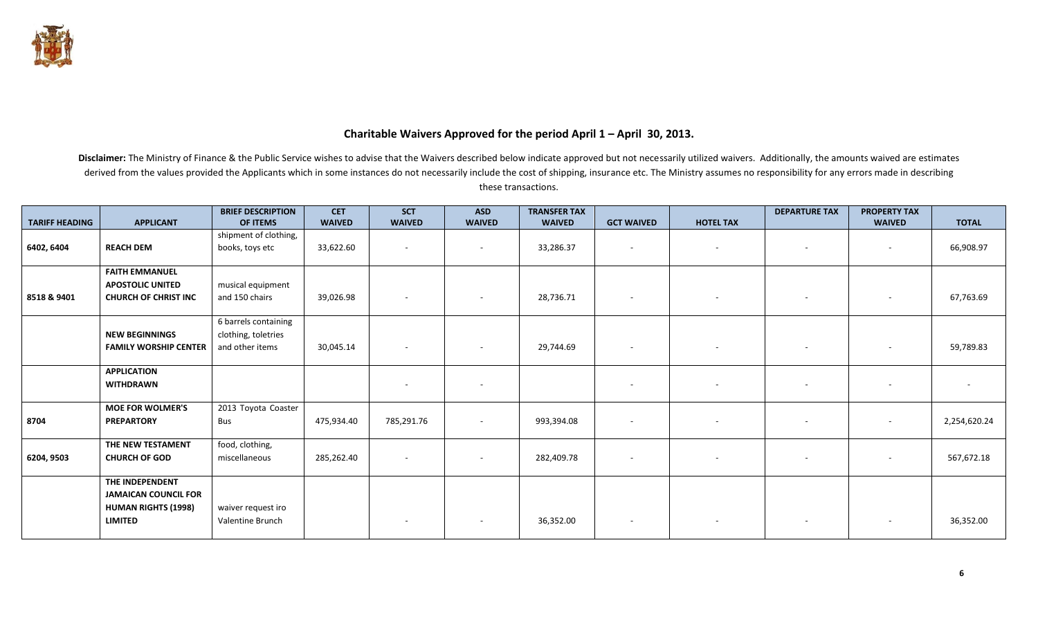## Charitable Waivers Approved for the period April 1 – April 30, 2013.

**Disclaimer:** The Ministry of Finance & the Public Service wishes to advise that the Waivers described below indicate approved but not necessarily utilized waivers. Additionally, the amounts waived are estimates derived from the values provided the Applicants which in some instances do not necessarily include the cost of shipping, insurance etc. The Ministry assumes no responsibility for any errors made in describing these transactions.

| TARIFF HEADING | APPLICANT | BRIEF DESCRIPTION OF ITEMS | CET WAIVED | SCT WAIVED | ASD WAIVED | TRANSFER TAX WAIVED | GCT WAIVED | HOTEL TAX | DEPARTURE TAX | PROPERTY TAX WAIVED | TOTAL |
|---|---|---|---|---|---|---|---|---|---|---|---|
| 6402, 6404 | **REACH DEM** | shipment of clothing, books, toys etc | 33,622.60 | - | - | 33,286.37 | - | - | - | - | 66,908.97 |
| 8518 & 9401 | **FAITH EMMANUEL APOSTOLIC UNITED CHURCH OF CHRIST INC** | musical equipment and 150 chairs | 39,026.98 | - | - | 28,736.71 | - | - | - | - | 67,763.69 |
| | **NEW BEGINNINGS FAMILY WORSHIP CENTER** | 6 barrels containing clothing, toletries and other items | 30,045.14 | - | - | 29,744.69 | - | - | - | - | 59,789.83 |
| | **APPLICATION WITHDRAWN** | | | - | - | | - | - | - | - | - |
| 8704 | **MOE FOR WOLMER'S PREPARTORY** | 2013 Toyota Coaster Bus | 475,934.40 | 785,291.76 | - | 993,394.08 | - | - | - | - | 2,254,620.24 |
| 6204, 9503 | **THE NEW TESTAMENT CHURCH OF GOD** | food, clothing, miscellaneous | 285,262.40 | - | - | 282,409.78 | - | - | - | - | 567,672.18 |
| | **THE INDEPENDENT JAMAICAN COUNCIL FOR HUMAN RIGHTS (1998) LIMITED** | waiver request iro Valentine Brunch | | - | - | 36,352.00 | - | - | - | - | 36,352.00 |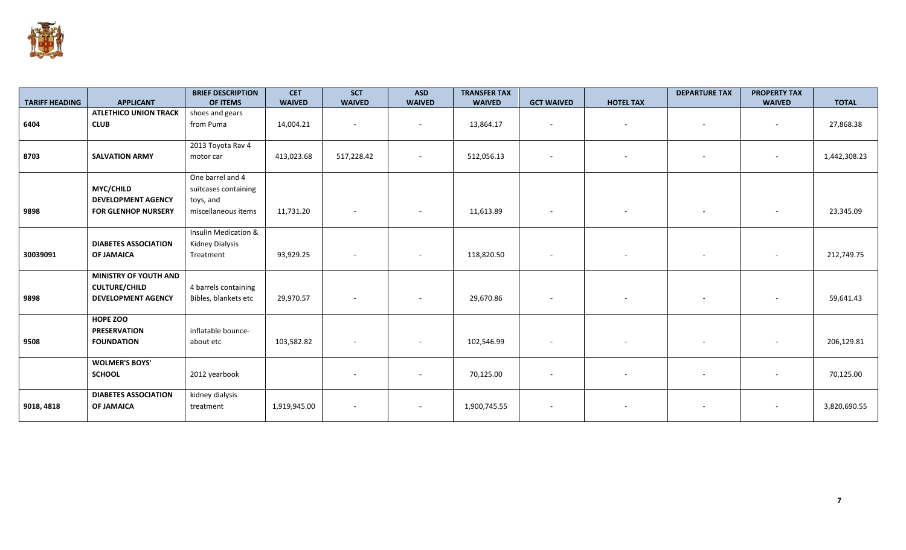| TARIFF HEADING | APPLICANT | BRIEF DESCRIPTION OF ITEMS | CET WAIVED | SCT WAIVED | ASD WAIVED | TRANSFER TAX WAIVED | GCT WAIVED | HOTEL TAX | DEPARTURE TAX | PROPERTY TAX WAIVED | TOTAL |
|---|---|---|---|---|---|---|---|---|---|---|---|
| 6404 | **ATLETHICO UNION TRACK CLUB** | shoes and gears from Puma | 14,004.21 | - | - | 13,864.17 | - | - | - | - | 27,868.38 |
| 8703 | **SALVATION ARMY** | 2013 Toyota Rav 4 motor car | 413,023.68 | 517,228.42 | - | 512,056.13 | - | - | - | - | 1,442,308.23 |
| 9898 | **MYC/CHILD DEVELOPMENT AGENCY FOR GLENHOP NURSERY** | One barrel and 4 suitcases containing toys, and miscellaneous items | 11,731.20 | - | - | 11,613.89 | - | - | - | - | 23,345.09 |
| 30039091 | **DIABETES ASSOCIATION OF JAMAICA** | Insulin Medication & Kidney Dialysis Treatment | 93,929.25 | - | - | 118,820.50 | - | - | - | - | 212,749.75 |
| 9898 | **MINISTRY OF YOUTH AND CULTURE/CHILD DEVELOPMENT AGENCY** | 4 barrels containing Bibles, blankets etc | 29,970.57 | - | - | 29,670.86 | - | - | - | - | 59,641.43 |
| 9508 | **HOPE ZOO PRESERVATION FOUNDATION** | inflatable bounce-about etc | 103,582.82 | - | - | 102,546.99 | - | - | - | - | 206,129.81 |
| | **WOLMER'S BOYS' SCHOOL** | 2012 yearbook | | - | - | 70,125.00 | - | - | - | - | 70,125.00 |
| 9018, 4818 | **DIABETES ASSOCIATION OF JAMAICA** | kidney dialysis treatment | 1,919,945.00 | - | - | 1,900,745.55 | - | - | - | - | 3,820,690.55 |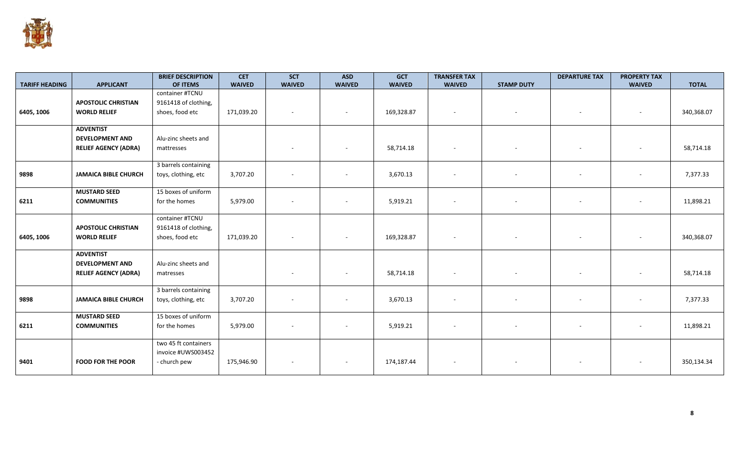| TARIFF HEADING | APPLICANT | BRIEF DESCRIPTION OF ITEMS | CET WAIVED | SCT WAIVED | ASD WAIVED | GCT WAIVED | TRANSFER TAX WAIVED | STAMP DUTY | DEPARTURE TAX | PROPERTY TAX WAIVED | TOTAL |
|---|---|---|---|---|---|---|---|---|---|---|---|
| 6405, 1006 | **APOSTOLIC CHRISTIAN WORLD RELIEF** | container #TCNU 9161418 of clothing, shoes, food etc | 171,039.20 | - | - | 169,328.87 | - | - | - | - | 340,368.07 |
| | **ADVENTIST DEVELOPMENT AND RELIEF AGENCY (ADRA)** | Alu-zinc sheets and mattresses | | - | - | 58,714.18 | - | - | - | - | 58,714.18 |
| 9898 | **JAMAICA BIBLE CHURCH** | 3 barrels containing toys, clothing, etc | 3,707.20 | - | - | 3,670.13 | - | - | - | - | 7,377.33 |
| 6211 | **MUSTARD SEED COMMUNITIES** | 15 boxes of uniform for the homes | 5,979.00 | - | - | 5,919.21 | - | - | - | - | 11,898.21 |
| 6405, 1006 | **APOSTOLIC CHRISTIAN WORLD RELIEF** | container #TCNU 9161418 of clothing, shoes, food etc | 171,039.20 | - | - | 169,328.87 | - | - | - | - | 340,368.07 |
| | **ADVENTIST DEVELOPMENT AND RELIEF AGENCY (ADRA)** | Alu-zinc sheets and matresses | | - | - | 58,714.18 | - | - | - | - | 58,714.18 |
| 9898 | **JAMAICA BIBLE CHURCH** | 3 barrels containing toys, clothing, etc | 3,707.20 | - | - | 3,670.13 | - | - | - | - | 7,377.33 |
| 6211 | **MUSTARD SEED COMMUNITIES** | 15 boxes of uniform for the homes | 5,979.00 | - | - | 5,919.21 | - | - | - | - | 11,898.21 |
| 9401 | **FOOD FOR THE POOR** | two 45 ft containers invoice #UWS003452 - church pew | 175,946.90 | - | - | 174,187.44 | - | - | - | - | 350,134.34 |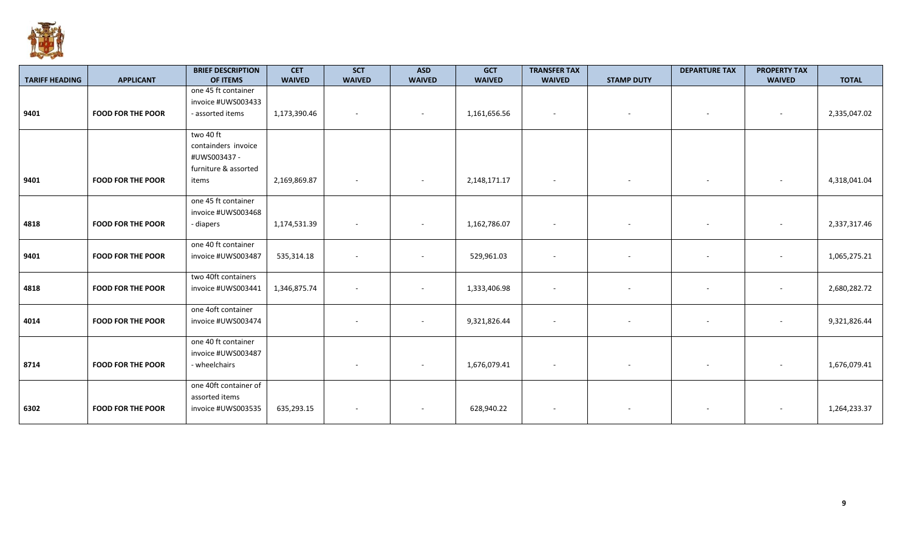| TARIFF HEADING | APPLICANT | BRIEF DESCRIPTION OF ITEMS | CET WAIVED | SCT WAIVED | ASD WAIVED | GCT WAIVED | TRANSFER TAX WAIVED | STAMP DUTY | DEPARTURE TAX | PROPERTY TAX WAIVED | TOTAL |
|---|---|---|---|---|---|---|---|---|---|---|---|
| 9401 | FOOD FOR THE POOR | one 45 ft container invoice #UWS003433 - assorted items | 1,173,390.46 | - | - | 1,161,656.56 | - | - | - | - | 2,335,047.02 |
| 9401 | FOOD FOR THE POOR | two 40 ft containders invoice #UWS003437 - furniture & assorted items | 2,169,869.87 | - | - | 2,148,171.17 | - | - | - | - | 4,318,041.04 |
| 4818 | FOOD FOR THE POOR | one 45 ft container invoice #UWS003468 - diapers | 1,174,531.39 | - | - | 1,162,786.07 | - | - | - | - | 2,337,317.46 |
| 9401 | FOOD FOR THE POOR | one 40 ft container invoice #UWS003487 | 535,314.18 | - | - | 529,961.03 | - | - | - | - | 1,065,275.21 |
| 4818 | FOOD FOR THE POOR | two 40ft containers invoice #UWS003441 | 1,346,875.74 | - | - | 1,333,406.98 | - | - | - | - | 2,680,282.72 |
| 4014 | FOOD FOR THE POOR | one 4oft container invoice #UWS003474 | | - | - | 9,321,826.44 | - | - | - | - | 9,321,826.44 |
| 8714 | FOOD FOR THE POOR | one 40 ft container invoice #UWS003487 - wheelchairs | | - | - | 1,676,079.41 | - | - | - | - | 1,676,079.41 |
| 6302 | FOOD FOR THE POOR | one 40ft container of assorted items invoice #UWS003535 | 635,293.15 | - | - | 628,940.22 | - | - | - | - | 1,264,233.37 |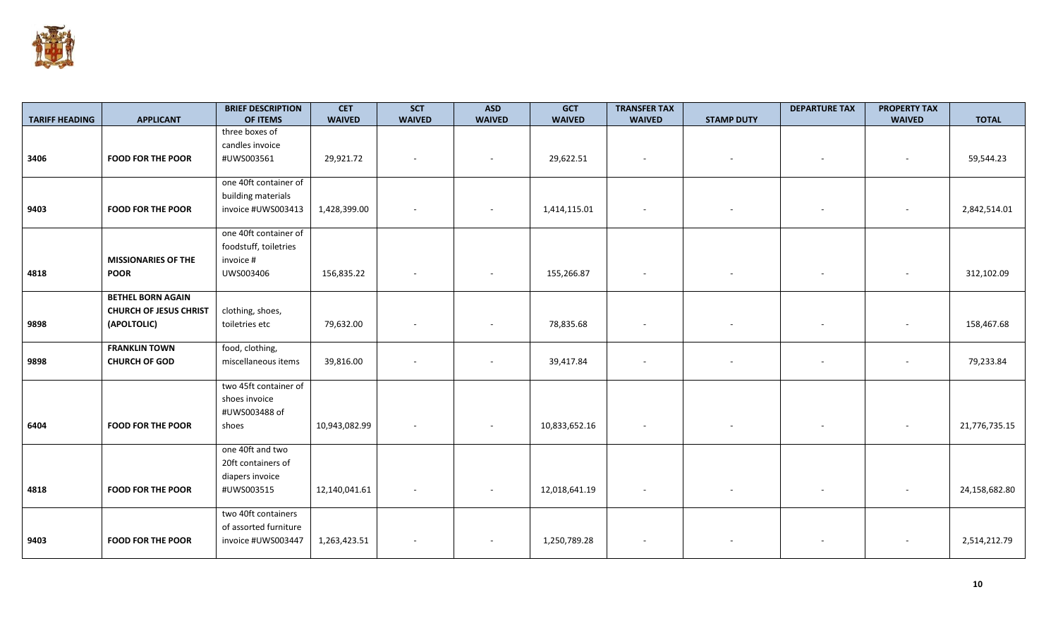| TARIFF HEADING | APPLICANT | BRIEF DESCRIPTION OF ITEMS | CET WAIVED | SCT WAIVED | ASD WAIVED | GCT WAIVED | TRANSFER TAX WAIVED | STAMP DUTY | DEPARTURE TAX | PROPERTY TAX WAIVED | TOTAL |
|---|---|---|---|---|---|---|---|---|---|---|---|
| 3406 | **FOOD FOR THE POOR** | three boxes of candles invoice #UWS003561 | 29,921.72 | - | - | 29,622.51 | - | - | - | - | 59,544.23 |
| 9403 | **FOOD FOR THE POOR** | one 40ft container of building materials invoice #UWS003413 | 1,428,399.00 | - | - | 1,414,115.01 | - | - | - | - | 2,842,514.01 |
| 4818 | **MISSIONARIES OF THE POOR** | one 40ft container of foodstuff, toiletries invoice # UWS003406 | 156,835.22 | - | - | 155,266.87 | - | - | - | - | 312,102.09 |
| 9898 | **BETHEL BORN AGAIN CHURCH OF JESUS CHRIST (APOLTOLIC)** | clothing, shoes, toiletries etc | 79,632.00 | - | - | 78,835.68 | - | - | - | - | 158,467.68 |
| 9898 | **FRANKLIN TOWN CHURCH OF GOD** | food, clothing, miscellaneous items | 39,816.00 | - | - | 39,417.84 | - | - | - | - | 79,233.84 |
| 6404 | **FOOD FOR THE POOR** | two 45ft container of shoes invoice #UWS003488 of shoes | 10,943,082.99 | - | - | 10,833,652.16 | - | - | - | - | 21,776,735.15 |
| 4818 | **FOOD FOR THE POOR** | one 40ft and two 20ft containers of diapers invoice #UWS003515 | 12,140,041.61 | - | - | 12,018,641.19 | - | - | - | - | 24,158,682.80 |
| 9403 | **FOOD FOR THE POOR** | two 40ft containers of assorted furniture invoice #UWS003447 | 1,263,423.51 | - | - | 1,250,789.28 | - | - | - | - | 2,514,212.79 |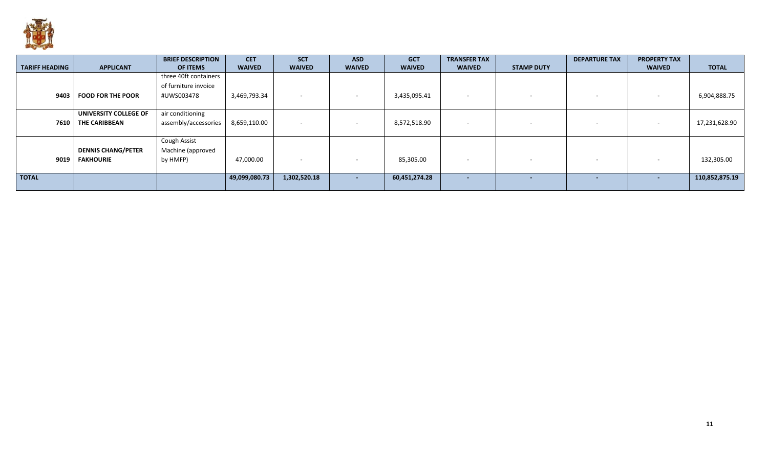| TARIFF HEADING | APPLICANT | BRIEF DESCRIPTION OF ITEMS | CET WAIVED | SCT WAIVED | ASD WAIVED | GCT WAIVED | TRANSFER TAX WAIVED | STAMP DUTY | DEPARTURE TAX | PROPERTY TAX WAIVED | TOTAL |
|---|---|---|---|---|---|---|---|---|---|---|---|
| 9403 | **FOOD FOR THE POOR** | three 40ft containers of furniture invoice #UWS003478 | 3,469,793.34 | - | - | 3,435,095.41 | - | - | - | - | 6,904,888.75 |
| 7610 | **UNIVERSITY COLLEGE OF THE CARIBBEAN** | air conditioning assembly/accessories | 8,659,110.00 | - | - | 8,572,518.90 | - | - | - | - | 17,231,628.90 |
| 9019 | **DENNIS CHANG/PETER FAKHOURIE** | Cough Assist Machine (approved by HMFP) | 47,000.00 | - | - | 85,305.00 | - | - | - | - | 132,305.00 |
| **TOTAL** | | | **49,099,080.73** | **1,302,520.18** | **-** | **60,451,274.28** | **-** | **-** | **-** | **-** | **110,852,875.19** |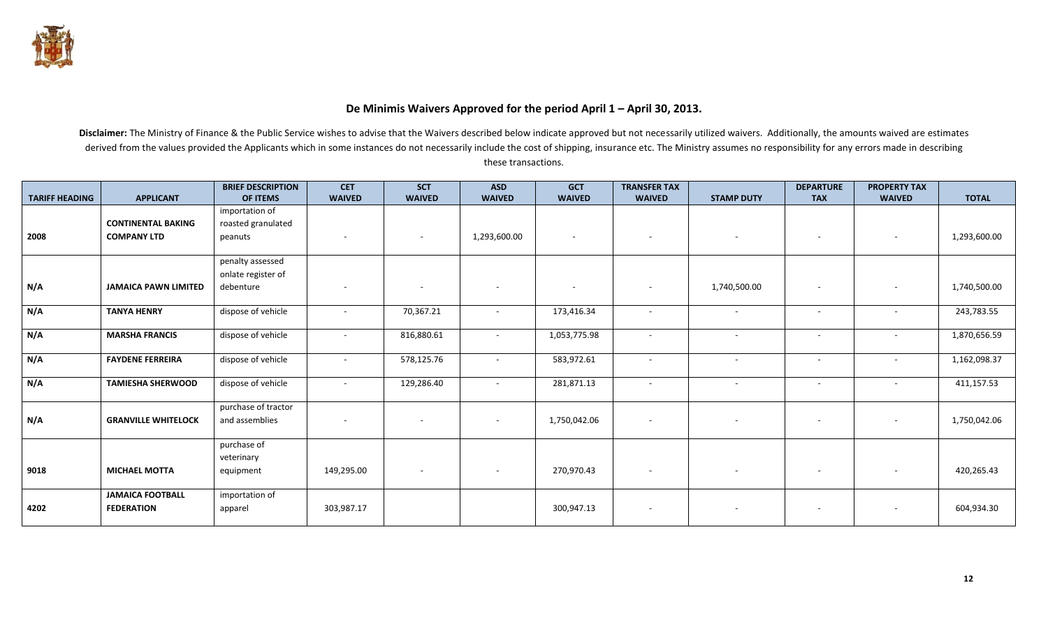## De Minimis Waivers Approved for the period April 1 – April 30, 2013.

**Disclaimer:** The Ministry of Finance & the Public Service wishes to advise that the Waivers described below indicate approved but not necessarily utilized waivers. Additionally, the amounts waived are estimates derived from the values provided the Applicants which in some instances do not necessarily include the cost of shipping, insurance etc. The Ministry assumes no responsibility for any errors made in describing these transactions.

| TARIFF HEADING | APPLICANT | BRIEF DESCRIPTION OF ITEMS | CET WAIVED | SCT WAIVED | ASD WAIVED | GCT WAIVED | TRANSFER TAX WAIVED | STAMP DUTY | DEPARTURE TAX | PROPERTY TAX WAIVED | TOTAL |
|---|---|---|---|---|---|---|---|---|---|---|---|
| 2008 | CONTINENTAL BAKING COMPANY LTD | importation of roasted granulated peanuts | - | - | 1,293,600.00 | - | - | - | - | - | 1,293,600.00 |
| N/A | JAMAICA PAWN LIMITED | penalty assessed onlate register of debenture | - | - | - | - | - | 1,740,500.00 | - | - | 1,740,500.00 |
| N/A | TANYA HENRY | dispose of vehicle | - | 70,367.21 | - | 173,416.34 | - | - | - | - | 243,783.55 |
| N/A | MARSHA FRANCIS | dispose of vehicle | - | 816,880.61 | - | 1,053,775.98 | - | - | - | - | 1,870,656.59 |
| N/A | FAYDENE FERREIRA | dispose of vehicle | - | 578,125.76 | - | 583,972.61 | - | - | - | - | 1,162,098.37 |
| N/A | TAMIESHA SHERWOOD | dispose of vehicle | - | 129,286.40 | - | 281,871.13 | - | - | - | - | 411,157.53 |
| N/A | GRANVILLE WHITELOCK | purchase of tractor and assemblies | - | - | - | 1,750,042.06 | - | - | - | - | 1,750,042.06 |
| 9018 | MICHAEL MOTTA | purchase of veterinary equipment | 149,295.00 | - | - | 270,970.43 | - | - | - | - | 420,265.43 |
| 4202 | JAMAICA FOOTBALL FEDERATION | importation of apparel | 303,987.17 | | | 300,947.13 | - | - | - | - | 604,934.30 |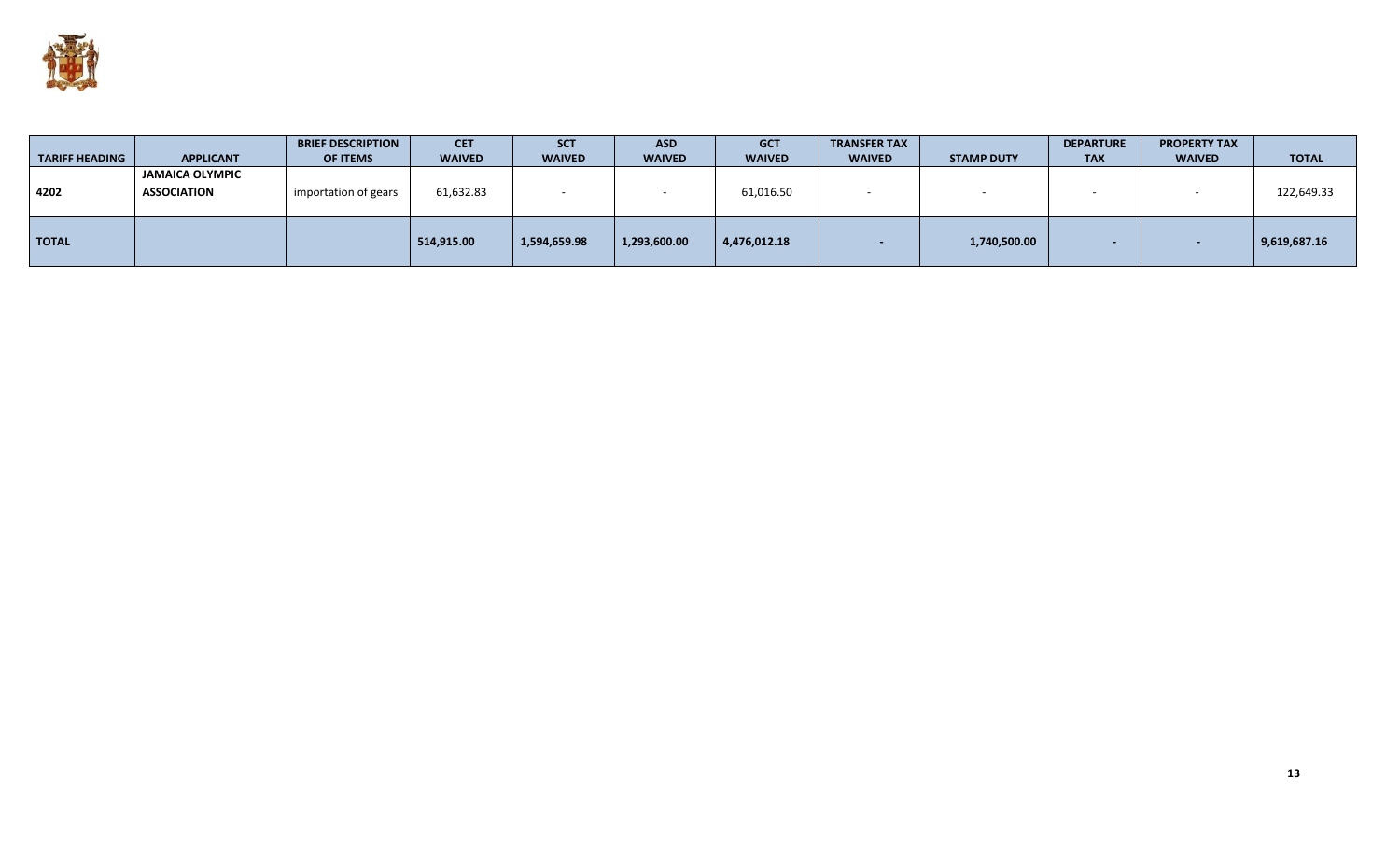| TARIFF HEADING | APPLICANT | BRIEF DESCRIPTION OF ITEMS | CET WAIVED | SCT WAIVED | ASD WAIVED | GCT WAIVED | TRANSFER TAX WAIVED | STAMP DUTY | DEPARTURE TAX | PROPERTY TAX WAIVED | TOTAL |
|---|---|---|---|---|---|---|---|---|---|---|---|
| 4202 | **JAMAICA OLYMPIC ASSOCIATION** | importation of gears | 61,632.83 | - | - | 61,016.50 | - | - | - | - | 122,649.33 |
| **TOTAL** | | | **514,915.00** | **1,594,659.98** | **1,293,600.00** | **4,476,012.18** | **-** | **1,740,500.00** | **-** | **-** | **9,619,687.16** |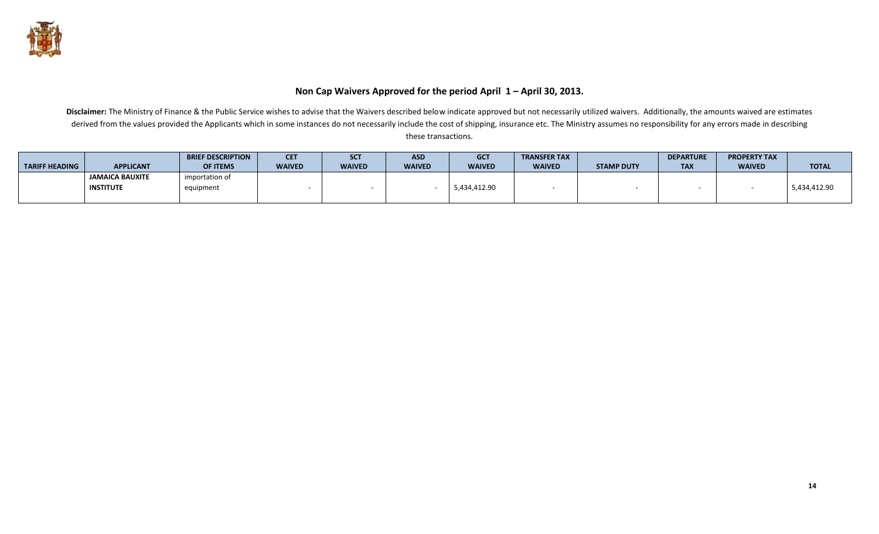## Non Cap Waivers Approved for the period April 1 – April 30, 2013.

**Disclaimer:** The Ministry of Finance & the Public Service wishes to advise that the Waivers described below indicate approved but not necessarily utilized waivers. Additionally, the amounts waived are estimates derived from the values provided the Applicants which in some instances do not necessarily include the cost of shipping, insurance etc. The Ministry assumes no responsibility for any errors made in describing these transactions.

| TARIFF HEADING | APPLICANT | BRIEF DESCRIPTION OF ITEMS | CET WAIVED | SCT WAIVED | ASD WAIVED | GCT WAIVED | TRANSFER TAX WAIVED | STAMP DUTY | DEPARTURE TAX | PROPERTY TAX WAIVED | TOTAL |
|---|---|---|---|---|---|---|---|---|---|---|---|
| | **JAMAICA BAUXITE INSTITUTE** | importation of equipment | - | - | - | 5,434,412.90 | - | - | - | - | 5,434,412.90 |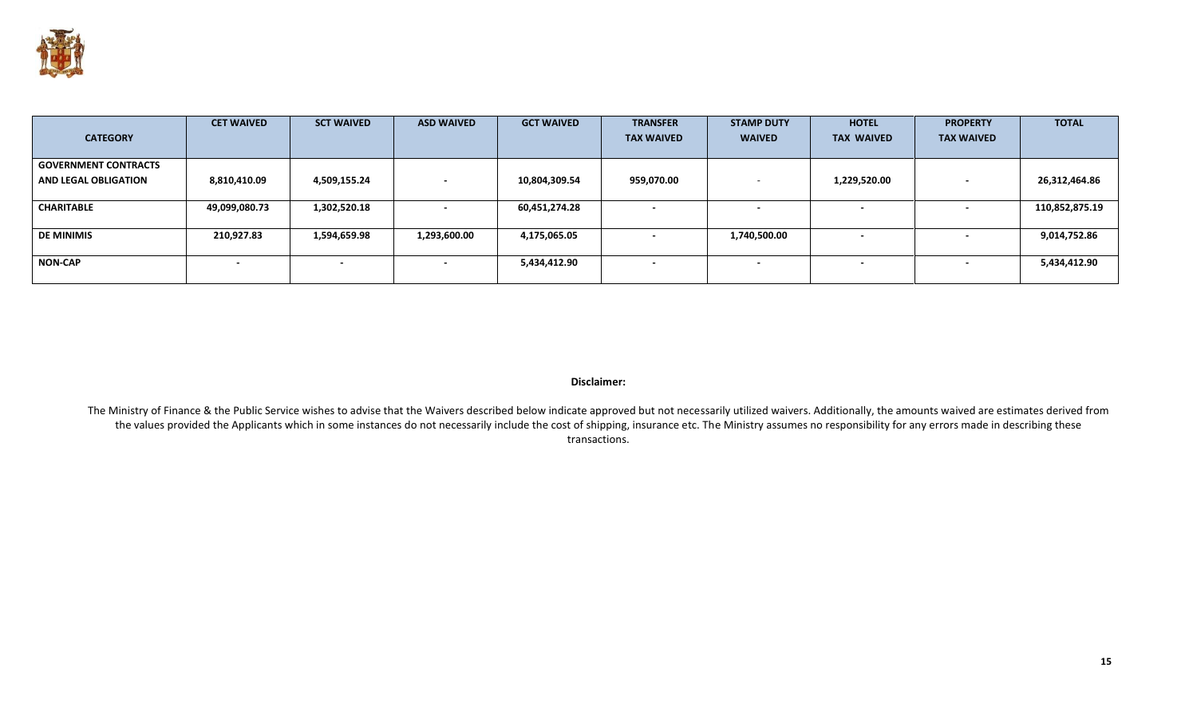| CATEGORY | CET WAIVED | SCT WAIVED | ASD WAIVED | GCT WAIVED | TRANSFER TAX WAIVED | STAMP DUTY WAIVED | HOTEL TAX WAIVED | PROPERTY TAX WAIVED | TOTAL |
|---|---|---|---|---|---|---|---|---|---|
| GOVERNMENT CONTRACTS AND LEGAL OBLIGATION | 8,810,410.09 | 4,509,155.24 | - | 10,804,309.54 | 959,070.00 | - | 1,229,520.00 | - | 26,312,464.86 |
| CHARITABLE | 49,099,080.73 | 1,302,520.18 | - | 60,451,274.28 | - | - | - | - | 110,852,875.19 |
| DE MINIMIS | 210,927.83 | 1,594,659.98 | 1,293,600.00 | 4,175,065.05 | - | 1,740,500.00 | - | - | 9,014,752.86 |
| NON-CAP | - | - | - | 5,434,412.90 | - | - | - | - | 5,434,412.90 |

**Disclaimer:**

The Ministry of Finance & the Public Service wishes to advise that the Waivers described below indicate approved but not necessarily utilized waivers. Additionally, the amounts waived are estimates derived from the values provided the Applicants which in some instances do not necessarily include the cost of shipping, insurance etc. The Ministry assumes no responsibility for any errors made in describing these transactions.